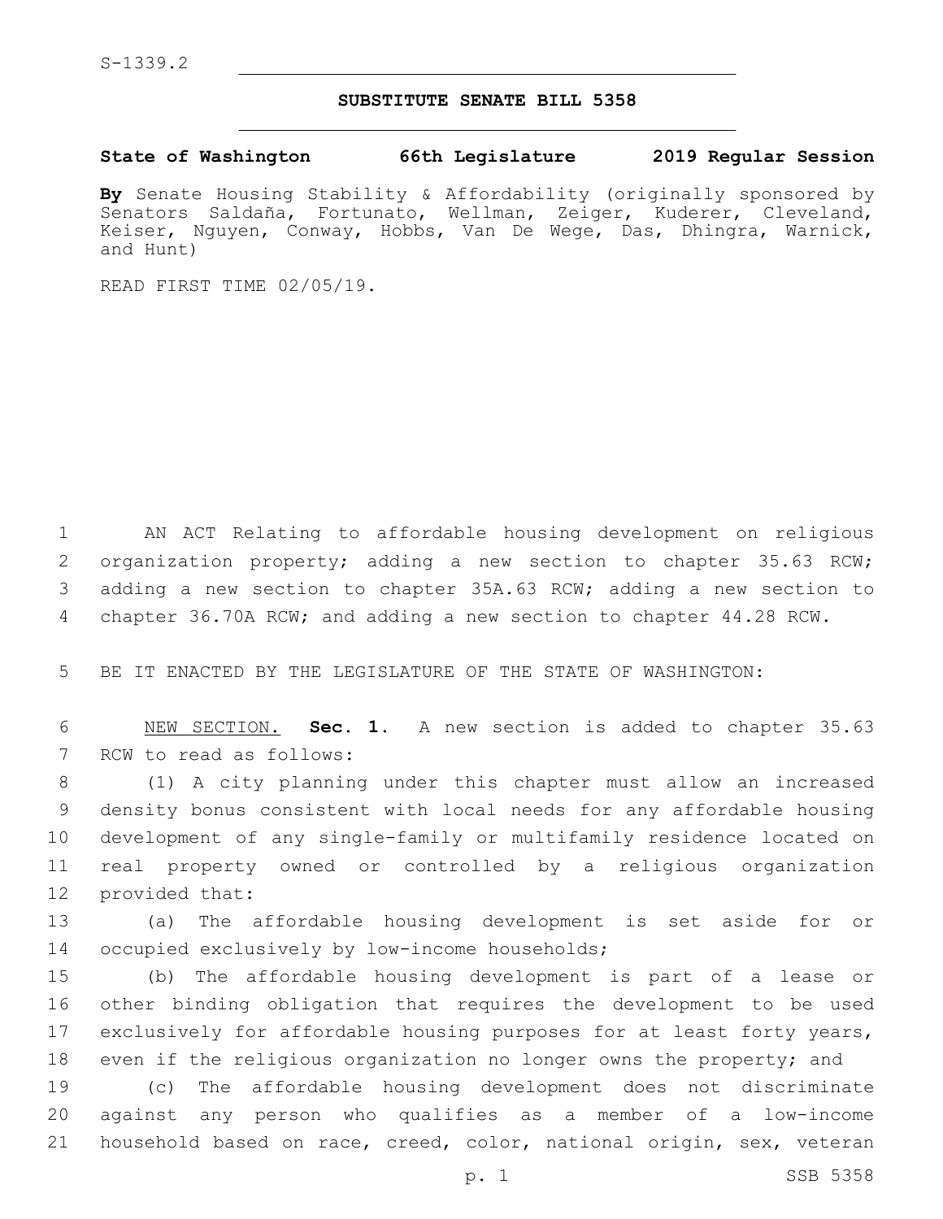S-1339.2

# SUBSTITUTE SENATE BILL 5358

**State of Washington 66th Legislature 2019 Regular Session**

**By** Senate Housing Stability & Affordability (originally sponsored by Senators Saldaña, Fortunato, Wellman, Zeiger, Kuderer, Cleveland, Keiser, Nguyen, Conway, Hobbs, Van De Wege, Das, Dhingra, Warnick, and Hunt)

READ FIRST TIME 02/05/19.

AN ACT Relating to affordable housing development on religious organization property; adding a new section to chapter 35.63 RCW; adding a new section to chapter 35A.63 RCW; adding a new section to chapter 36.70A RCW; and adding a new section to chapter 44.28 RCW.

BE IT ENACTED BY THE LEGISLATURE OF THE STATE OF WASHINGTON:

NEW SECTION. **Sec. 1.** A new section is added to chapter 35.63 RCW to read as follows:

(1) A city planning under this chapter must allow an increased density bonus consistent with local needs for any affordable housing development of any single-family or multifamily residence located on real property owned or controlled by a religious organization provided that:

(a) The affordable housing development is set aside for or occupied exclusively by low-income households;

(b) The affordable housing development is part of a lease or other binding obligation that requires the development to be used exclusively for affordable housing purposes for at least forty years, even if the religious organization no longer owns the property; and

(c) The affordable housing development does not discriminate against any person who qualifies as a member of a low-income household based on race, creed, color, national origin, sex, veteran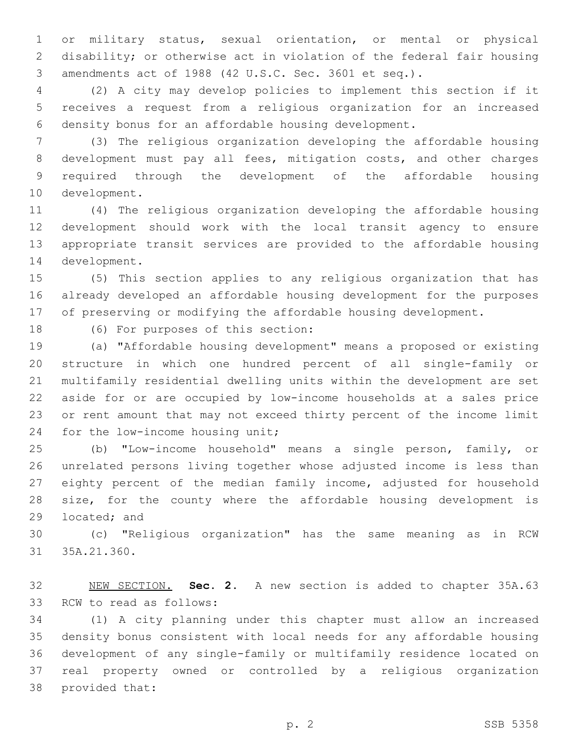or military status, sexual orientation, or mental or physical disability; or otherwise act in violation of the federal fair housing amendments act of 1988 (42 U.S.C. Sec. 3601 et seq.).

(2) A city may develop policies to implement this section if it receives a request from a religious organization for an increased density bonus for an affordable housing development.

(3) The religious organization developing the affordable housing development must pay all fees, mitigation costs, and other charges required through the development of the affordable housing development.

(4) The religious organization developing the affordable housing development should work with the local transit agency to ensure appropriate transit services are provided to the affordable housing development.

(5) This section applies to any religious organization that has already developed an affordable housing development for the purposes of preserving or modifying the affordable housing development.

(6) For purposes of this section:

(a) "Affordable housing development" means a proposed or existing structure in which one hundred percent of all single-family or multifamily residential dwelling units within the development are set aside for or are occupied by low-income households at a sales price or rent amount that may not exceed thirty percent of the income limit for the low-income housing unit;

(b) "Low-income household" means a single person, family, or unrelated persons living together whose adjusted income is less than eighty percent of the median family income, adjusted for household size, for the county where the affordable housing development is located; and

(c) "Religious organization" has the same meaning as in RCW 35A.21.360.

NEW SECTION. **Sec. 2.** A new section is added to chapter 35A.63 RCW to read as follows:

(1) A city planning under this chapter must allow an increased density bonus consistent with local needs for any affordable housing development of any single-family or multifamily residence located on real property owned or controlled by a religious organization provided that: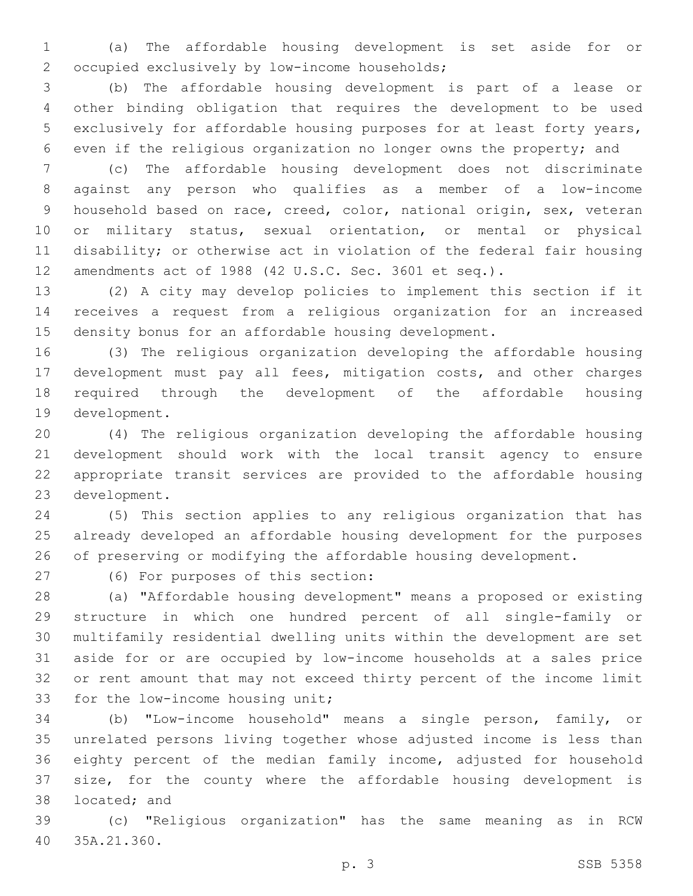(a) The affordable housing development is set aside for or occupied exclusively by low-income households;

(b) The affordable housing development is part of a lease or other binding obligation that requires the development to be used exclusively for affordable housing purposes for at least forty years, even if the religious organization no longer owns the property; and

(c) The affordable housing development does not discriminate against any person who qualifies as a member of a low-income household based on race, creed, color, national origin, sex, veteran or military status, sexual orientation, or mental or physical disability; or otherwise act in violation of the federal fair housing amendments act of 1988 (42 U.S.C. Sec. 3601 et seq.).

(2) A city may develop policies to implement this section if it receives a request from a religious organization for an increased density bonus for an affordable housing development.

(3) The religious organization developing the affordable housing development must pay all fees, mitigation costs, and other charges required through the development of the affordable housing development.

(4) The religious organization developing the affordable housing development should work with the local transit agency to ensure appropriate transit services are provided to the affordable housing development.

(5) This section applies to any religious organization that has already developed an affordable housing development for the purposes of preserving or modifying the affordable housing development.

(6) For purposes of this section:

(a) "Affordable housing development" means a proposed or existing structure in which one hundred percent of all single-family or multifamily residential dwelling units within the development are set aside for or are occupied by low-income households at a sales price or rent amount that may not exceed thirty percent of the income limit for the low-income housing unit;

(b) "Low-income household" means a single person, family, or unrelated persons living together whose adjusted income is less than eighty percent of the median family income, adjusted for household size, for the county where the affordable housing development is located; and

(c) "Religious organization" has the same meaning as in RCW 35A.21.360.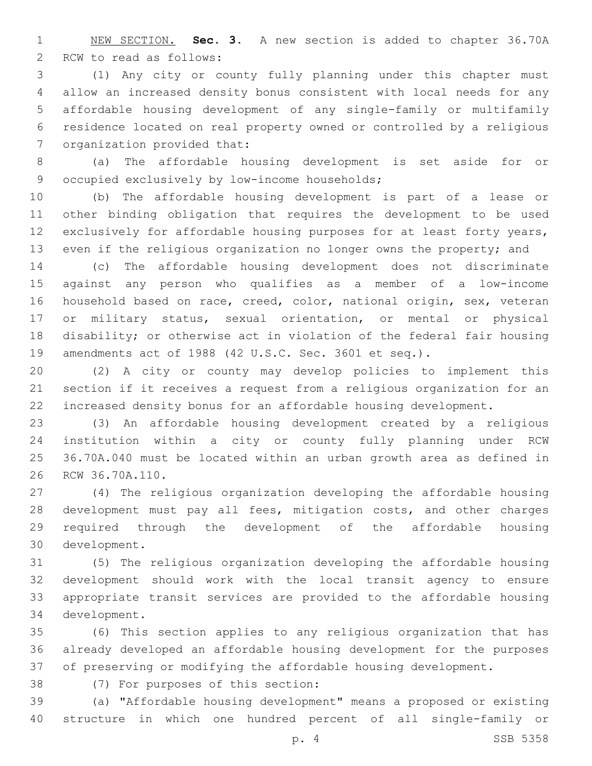<u>NEW SECTION.</u> **Sec. 3.** A new section is added to chapter 36.70A RCW to read as follows:

(1) Any city or county fully planning under this chapter must allow an increased density bonus consistent with local needs for any affordable housing development of any single-family or multifamily residence located on real property owned or controlled by a religious organization provided that:

(a) The affordable housing development is set aside for or occupied exclusively by low-income households;

(b) The affordable housing development is part of a lease or other binding obligation that requires the development to be used exclusively for affordable housing purposes for at least forty years, even if the religious organization no longer owns the property; and

(c) The affordable housing development does not discriminate against any person who qualifies as a member of a low-income household based on race, creed, color, national origin, sex, veteran or military status, sexual orientation, or mental or physical disability; or otherwise act in violation of the federal fair housing amendments act of 1988 (42 U.S.C. Sec. 3601 et seq.).

(2) A city or county may develop policies to implement this section if it receives a request from a religious organization for an increased density bonus for an affordable housing development.

(3) An affordable housing development created by a religious institution within a city or county fully planning under RCW 36.70A.040 must be located within an urban growth area as defined in RCW 36.70A.110.

(4) The religious organization developing the affordable housing development must pay all fees, mitigation costs, and other charges required through the development of the affordable housing development.

(5) The religious organization developing the affordable housing development should work with the local transit agency to ensure appropriate transit services are provided to the affordable housing development.

(6) This section applies to any religious organization that has already developed an affordable housing development for the purposes of preserving or modifying the affordable housing development.

(7) For purposes of this section:

(a) "Affordable housing development" means a proposed or existing structure in which one hundred percent of all single-family or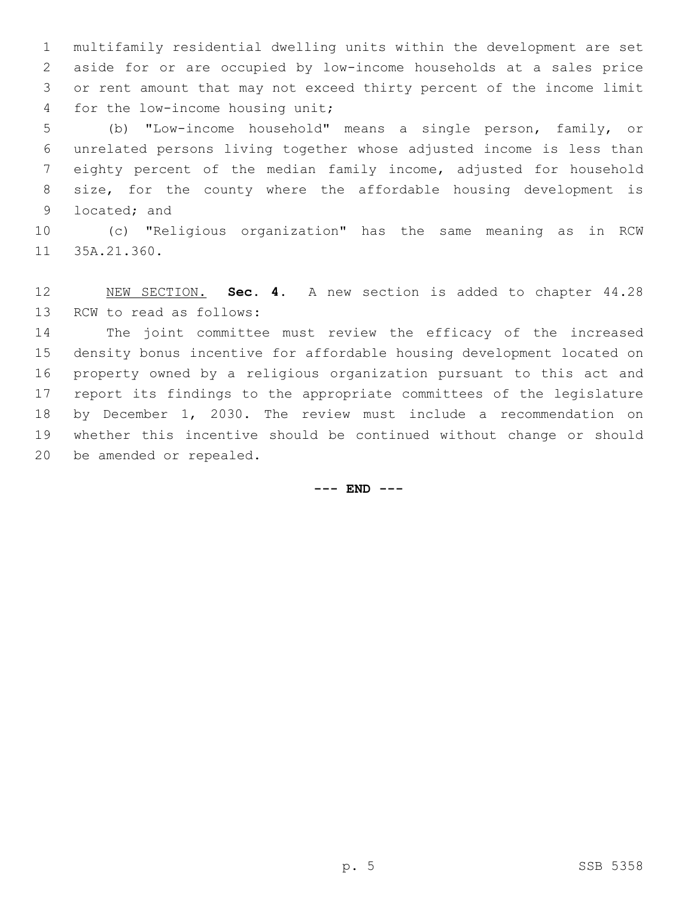multifamily residential dwelling units within the development are set aside for or are occupied by low-income households at a sales price or rent amount that may not exceed thirty percent of the income limit for the low-income housing unit;

(b) "Low-income household" means a single person, family, or unrelated persons living together whose adjusted income is less than eighty percent of the median family income, adjusted for household size, for the county where the affordable housing development is located; and

(c) "Religious organization" has the same meaning as in RCW 35A.21.360.

NEW SECTION. **Sec. 4.** A new section is added to chapter 44.28 RCW to read as follows:

The joint committee must review the efficacy of the increased density bonus incentive for affordable housing development located on property owned by a religious organization pursuant to this act and report its findings to the appropriate committees of the legislature by December 1, 2030. The review must include a recommendation on whether this incentive should be continued without change or should be amended or repealed.

**--- END ---**